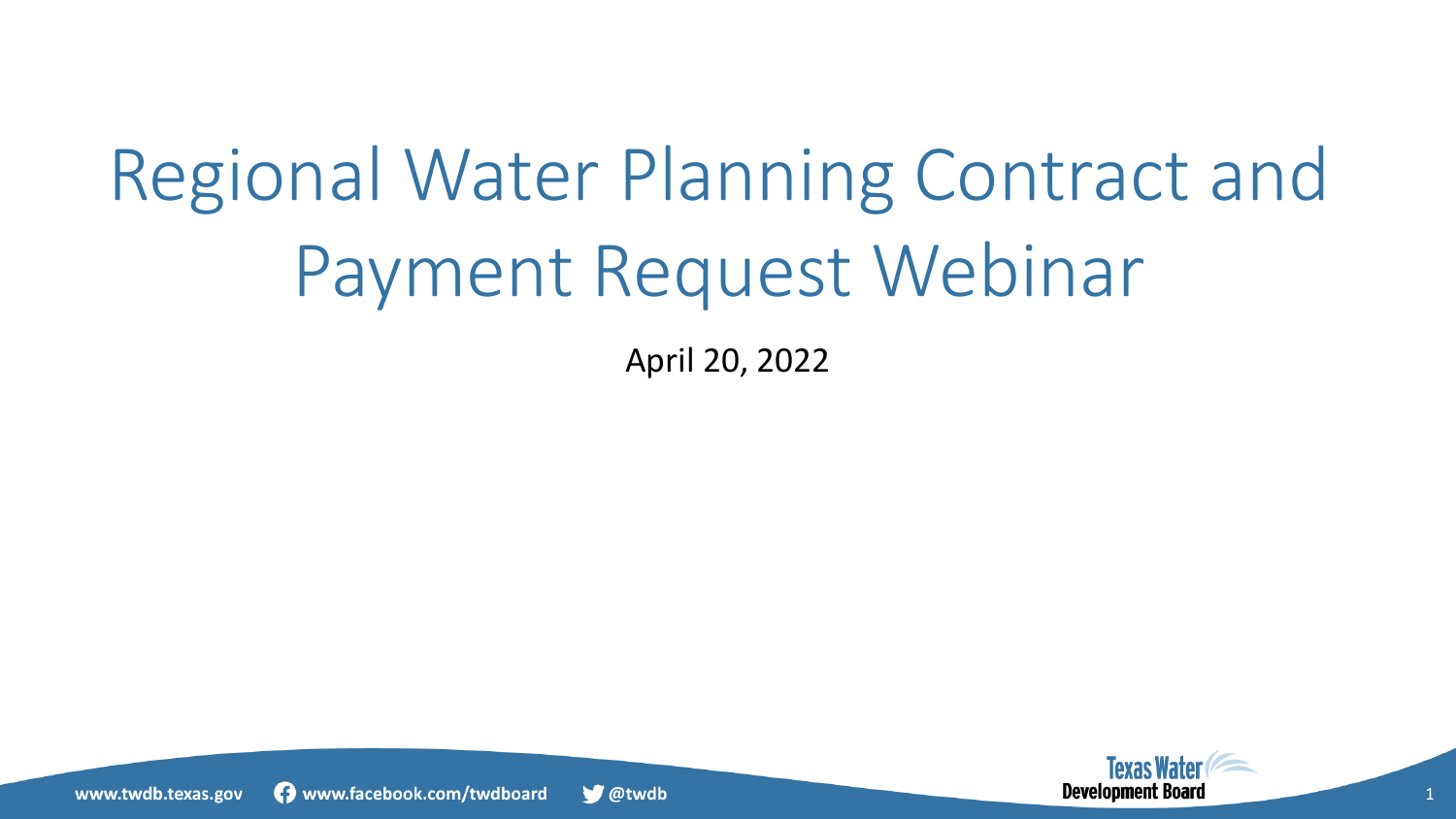# Regional Water Planning Contract and Payment Request Webinar

April 20, 2022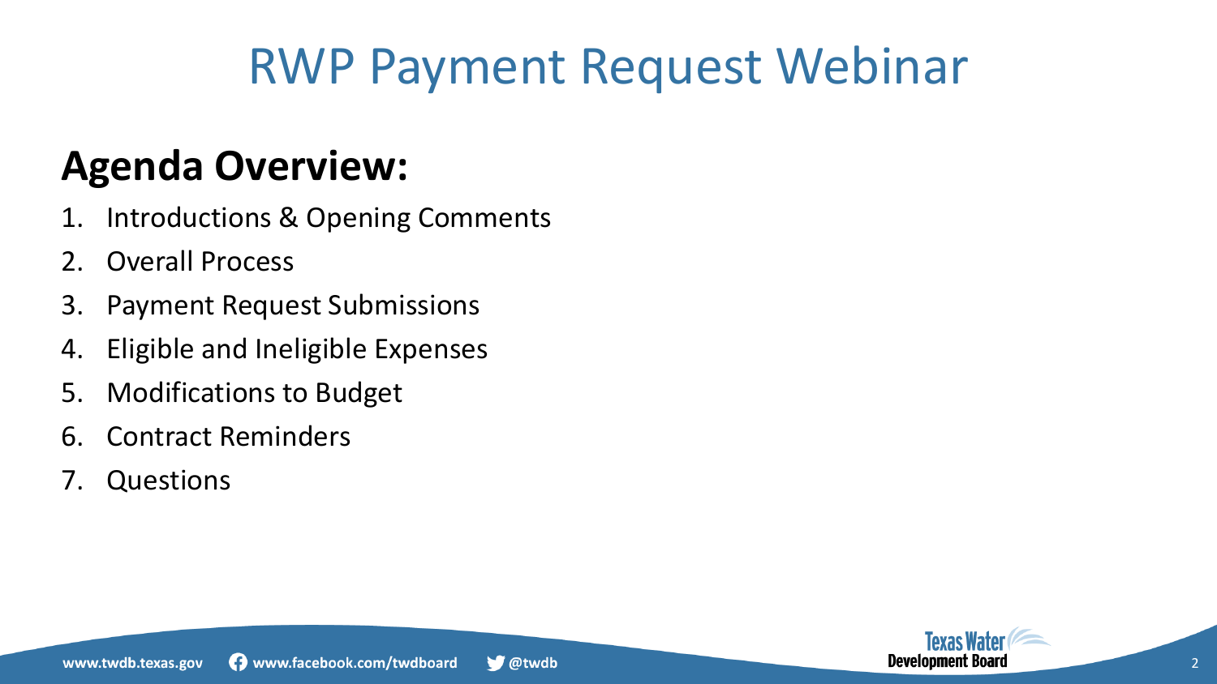# RWP Payment Request Webinar

## Agenda Overview:

1. Introductions & Opening Comments
2. Overall Process
3. Payment Request Submissions
4. Eligible and Ineligible Expenses
5. Modifications to Budget
6. Contract Reminders
7. Questions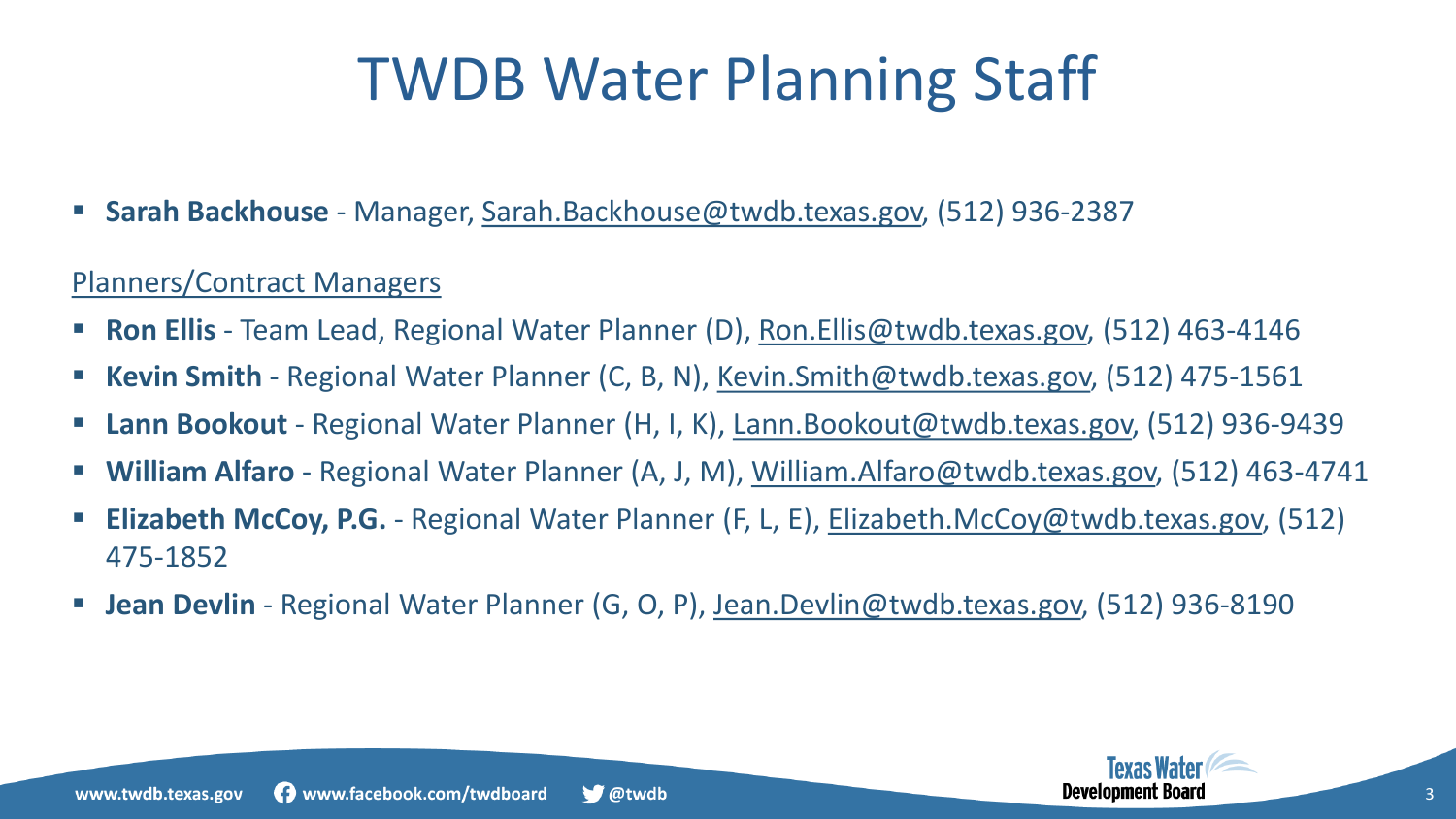# TWDB Water Planning Staff

- **Sarah Backhouse** - Manager, Sarah.Backhouse@twdb.texas.gov, (512) 936-2387

Planners/Contract Managers

- **Ron Ellis** - Team Lead, Regional Water Planner (D), Ron.Ellis@twdb.texas.gov, (512) 463-4146
- **Kevin Smith** - Regional Water Planner (C, B, N), Kevin.Smith@twdb.texas.gov, (512) 475-1561
- **Lann Bookout** - Regional Water Planner (H, I, K), Lann.Bookout@twdb.texas.gov, (512) 936-9439
- **William Alfaro** - Regional Water Planner (A, J, M), William.Alfaro@twdb.texas.gov, (512) 463-4741
- **Elizabeth McCoy, P.G.** - Regional Water Planner (F, L, E), Elizabeth.McCoy@twdb.texas.gov, (512) 475-1852
- **Jean Devlin** - Regional Water Planner (G, O, P), Jean.Devlin@twdb.texas.gov, (512) 936-8190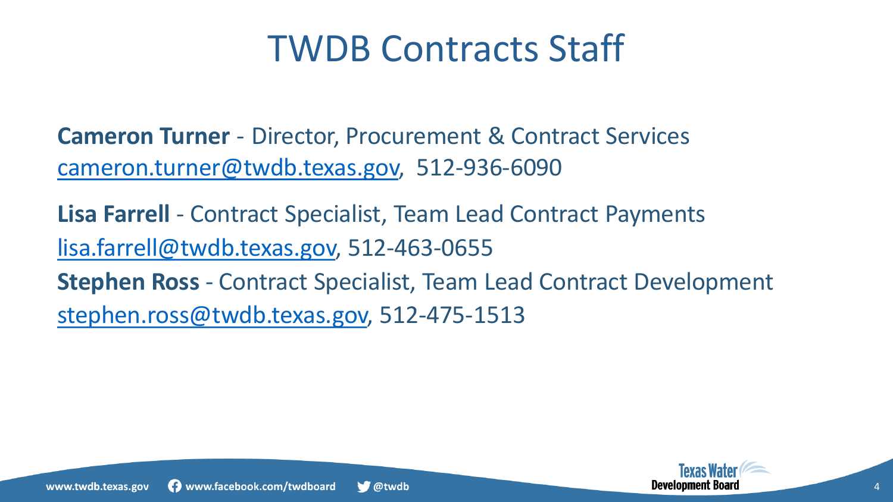# TWDB Contracts Staff

**Cameron Turner** - Director, Procurement & Contract Services
cameron.turner@twdb.texas.gov, 512-936-6090

**Lisa Farrell** - Contract Specialist, Team Lead Contract Payments
lisa.farrell@twdb.texas.gov, 512-463-0655

**Stephen Ross** - Contract Specialist, Team Lead Contract Development
stephen.ross@twdb.texas.gov, 512-475-1513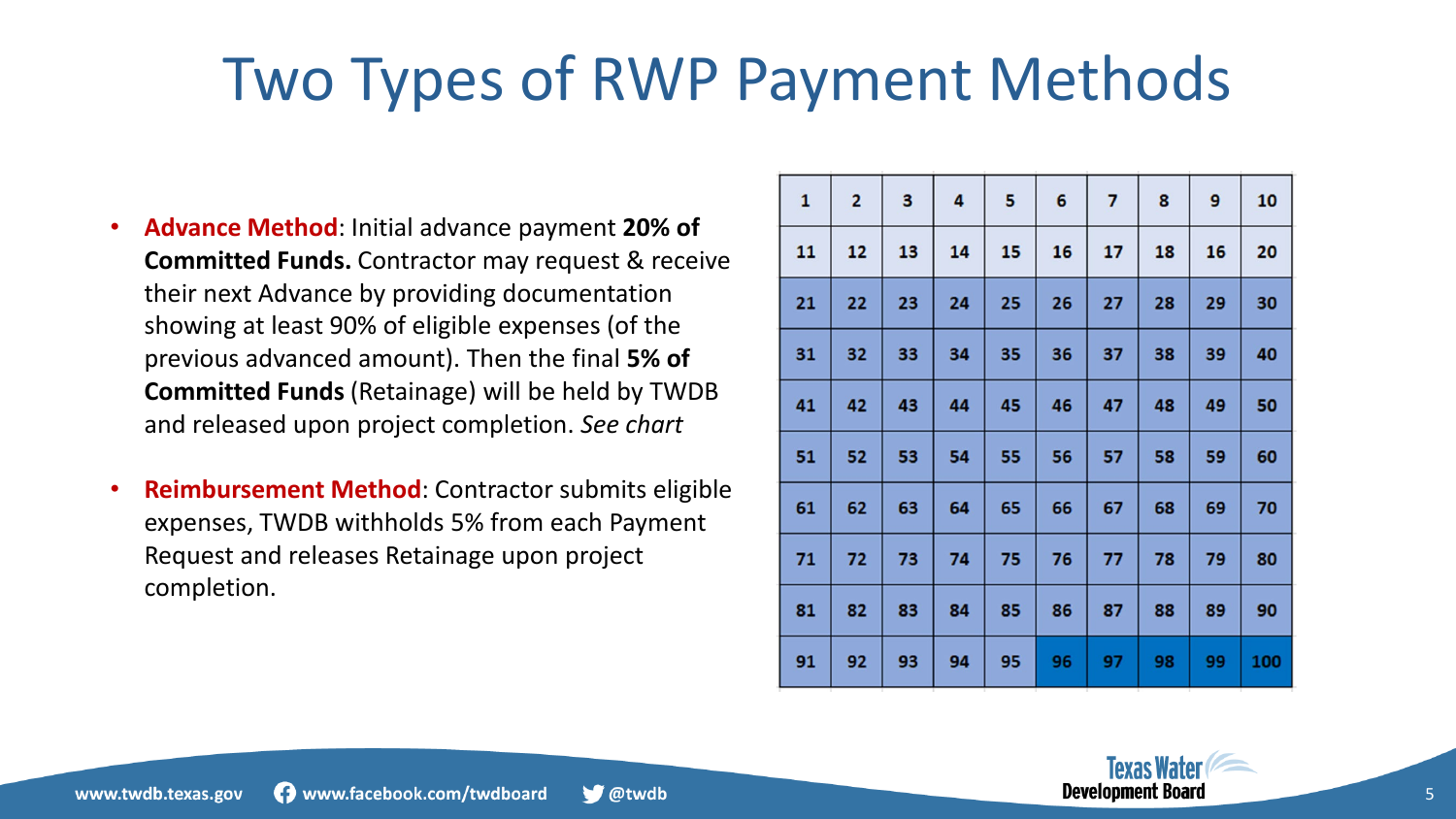# Two Types of RWP Payment Methods

- **Advance Method**: Initial advance payment **20% of Committed Funds.** Contractor may request & receive their next Advance by providing documentation showing at least 90% of eligible expenses (of the previous advanced amount). Then the final **5% of Committed Funds** (Retainage) will be held by TWDB and released upon project completion. *See chart*
- **Reimbursement Method**: Contractor submits eligible expenses, TWDB withholds 5% from each Payment Request and releases Retainage upon project completion.

| 1 | 2 | 3 | 4 | 5 | 6 | 7 | 8 | 9 | 10 |
|---|---|---|---|---|---|---|---|---|---|
| 11 | 12 | 13 | 14 | 15 | 16 | 17 | 18 | 16 | 20 |
| 21 | 22 | 23 | 24 | 25 | 26 | 27 | 28 | 29 | 30 |
| 31 | 32 | 33 | 34 | 35 | 36 | 37 | 38 | 39 | 40 |
| 41 | 42 | 43 | 44 | 45 | 46 | 47 | 48 | 49 | 50 |
| 51 | 52 | 53 | 54 | 55 | 56 | 57 | 58 | 59 | 60 |
| 61 | 62 | 63 | 64 | 65 | 66 | 67 | 68 | 69 | 70 |
| 71 | 72 | 73 | 74 | 75 | 76 | 77 | 78 | 79 | 80 |
| 81 | 82 | 83 | 84 | 85 | 86 | 87 | 88 | 89 | 90 |
| 91 | 92 | 93 | 94 | 95 | 96 | 97 | 98 | 99 | 100 |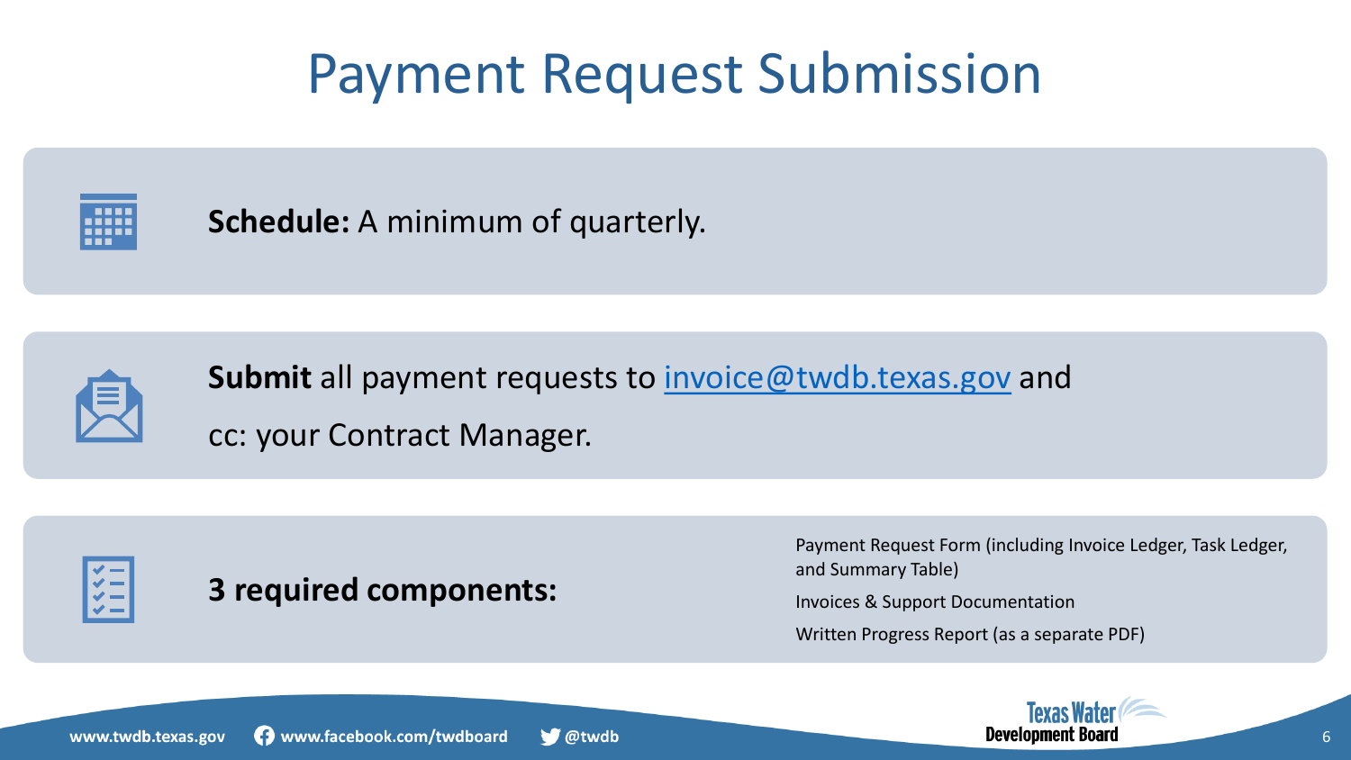# Payment Request Submission

**Schedule:** A minimum of quarterly.

**Submit** all payment requests to invoice@twdb.texas.gov and cc: your Contract Manager.

**3 required components:**

- Payment Request Form (including Invoice Ledger, Task Ledger, and Summary Table)
- Invoices & Support Documentation
- Written Progress Report (as a separate PDF)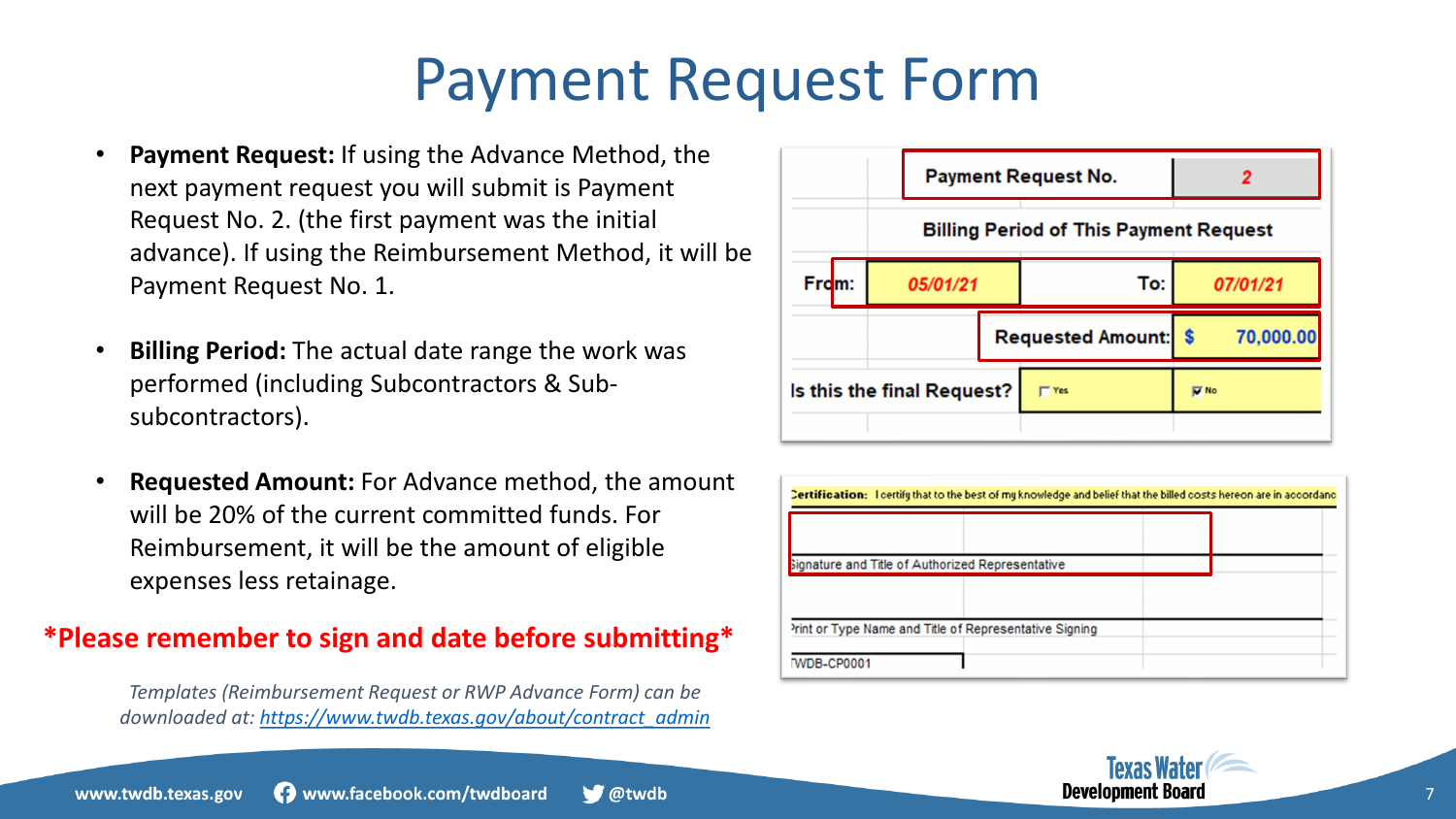# Payment Request Form

- **Payment Request:** If using the Advance Method, the next payment request you will submit is Payment Request No. 2. (the first payment was the initial advance). If using the Reimbursement Method, it will be Payment Request No. 1.
- **Billing Period:** The actual date range the work was performed (including Subcontractors & Sub-subcontractors).
- **Requested Amount:** For Advance method, the amount will be 20% of the current committed funds. For Reimbursement, it will be the amount of eligible expenses less retainage.

**\*Please remember to sign and date before submitting\***

*Templates (Reimbursement Request or RWP Advance Form) can be downloaded at: [https://www.twdb.texas.gov/about/contract_admin](https://www.twdb.texas.gov/about/contract_admin)*

| | | | |
|---|---|---|---|
| | Payment Request No. | | 2 |
| | Billing Period of This Payment Request | | |
| From: | 05/01/21 | To: | 07/01/21 |
| | | Requested Amount: | $ 70,000.00 |
| Is this the final Request? | ☐ Yes | | ☑ No |

Certification: I certify that to the best of my knowledge and belief that the billed costs hereon are in accordanc

Signature and Title of Authorized Representative

Print or Type Name and Title of Representative Signing

TWDB-CP0001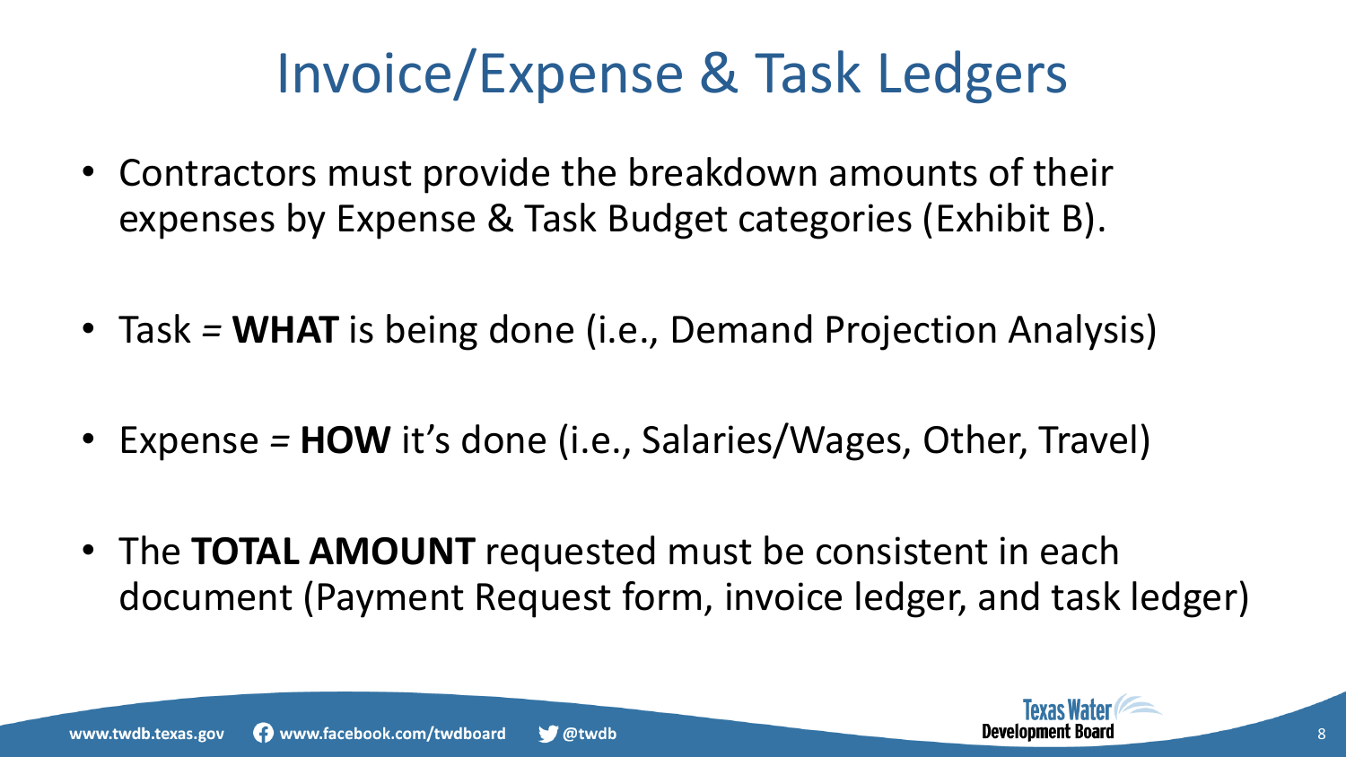# Invoice/Expense & Task Ledgers

- Contractors must provide the breakdown amounts of their expenses by Expense & Task Budget categories (Exhibit B).
- Task = **WHAT** is being done (i.e., Demand Projection Analysis)
- Expense = **HOW** it's done (i.e., Salaries/Wages, Other, Travel)
- The **TOTAL AMOUNT** requested must be consistent in each document (Payment Request form, invoice ledger, and task ledger)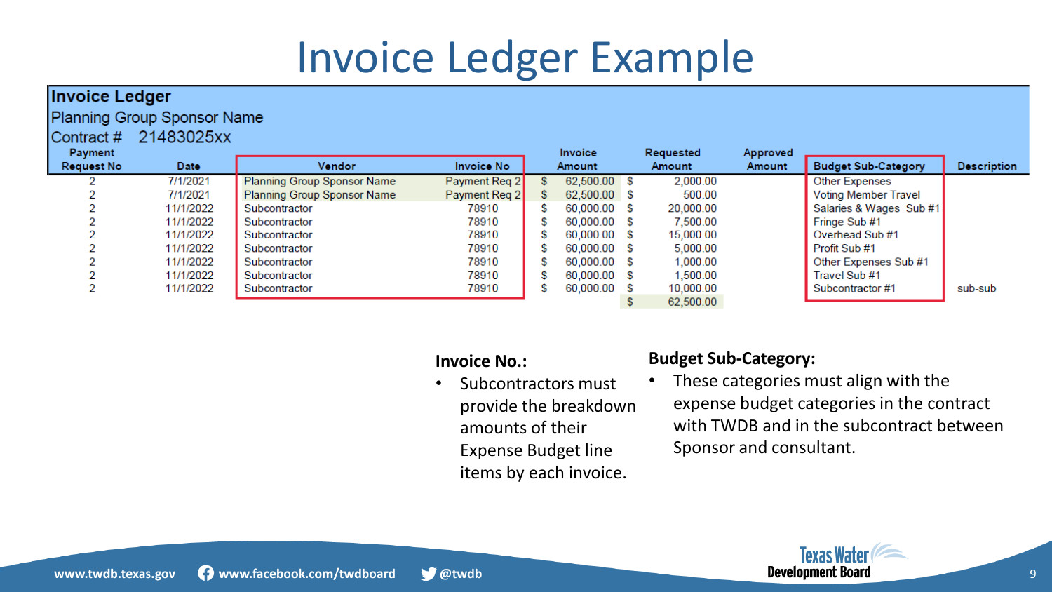# Invoice Ledger Example

**Invoice Ledger**

Planning Group Sponsor Name

Contract # 21483025xx

| Payment Request No | Date | Vendor | Invoice No | Invoice Amount | Requested Amount | Approved Amount | Budget Sub-Category | Description |
|---|---|---|---|---|---|---|---|---|
| 2 | 7/1/2021 | Planning Group Sponsor Name | Payment Req 2 | $ 62,500.00 | $ 2,000.00 | | Other Expenses | |
| 2 | 7/1/2021 | Planning Group Sponsor Name | Payment Req 2 | $ 62,500.00 | $ 500.00 | | Voting Member Travel | |
| 2 | 11/1/2022 | Subcontractor | 78910 | $ 60,000.00 | $ 20,000.00 | | Salaries & Wages Sub #1 | |
| 2 | 11/1/2022 | Subcontractor | 78910 | $ 60,000.00 | $ 7,500.00 | | Fringe Sub #1 | |
| 2 | 11/1/2022 | Subcontractor | 78910 | $ 60,000.00 | $ 15,000.00 | | Overhead Sub #1 | |
| 2 | 11/1/2022 | Subcontractor | 78910 | $ 60,000.00 | $ 5,000.00 | | Profit Sub #1 | |
| 2 | 11/1/2022 | Subcontractor | 78910 | $ 60,000.00 | $ 1,000.00 | | Other Expenses Sub #1 | |
| 2 | 11/1/2022 | Subcontractor | 78910 | $ 60,000.00 | $ 1,500.00 | | Travel Sub #1 | |
| 2 | 11/1/2022 | Subcontractor | 78910 | $ 60,000.00 | $ 10,000.00 | | Subcontractor #1 | sub-sub |
| | | | | | $ 62,500.00 | | | |

**Invoice No.:**

- Subcontractors must provide the breakdown amounts of their Expense Budget line items by each invoice.

**Budget Sub-Category:**

- These categories must align with the expense budget categories in the contract with TWDB and in the subcontract between Sponsor and consultant.

www.twdb.texas.gov www.facebook.com/twdboard @twdb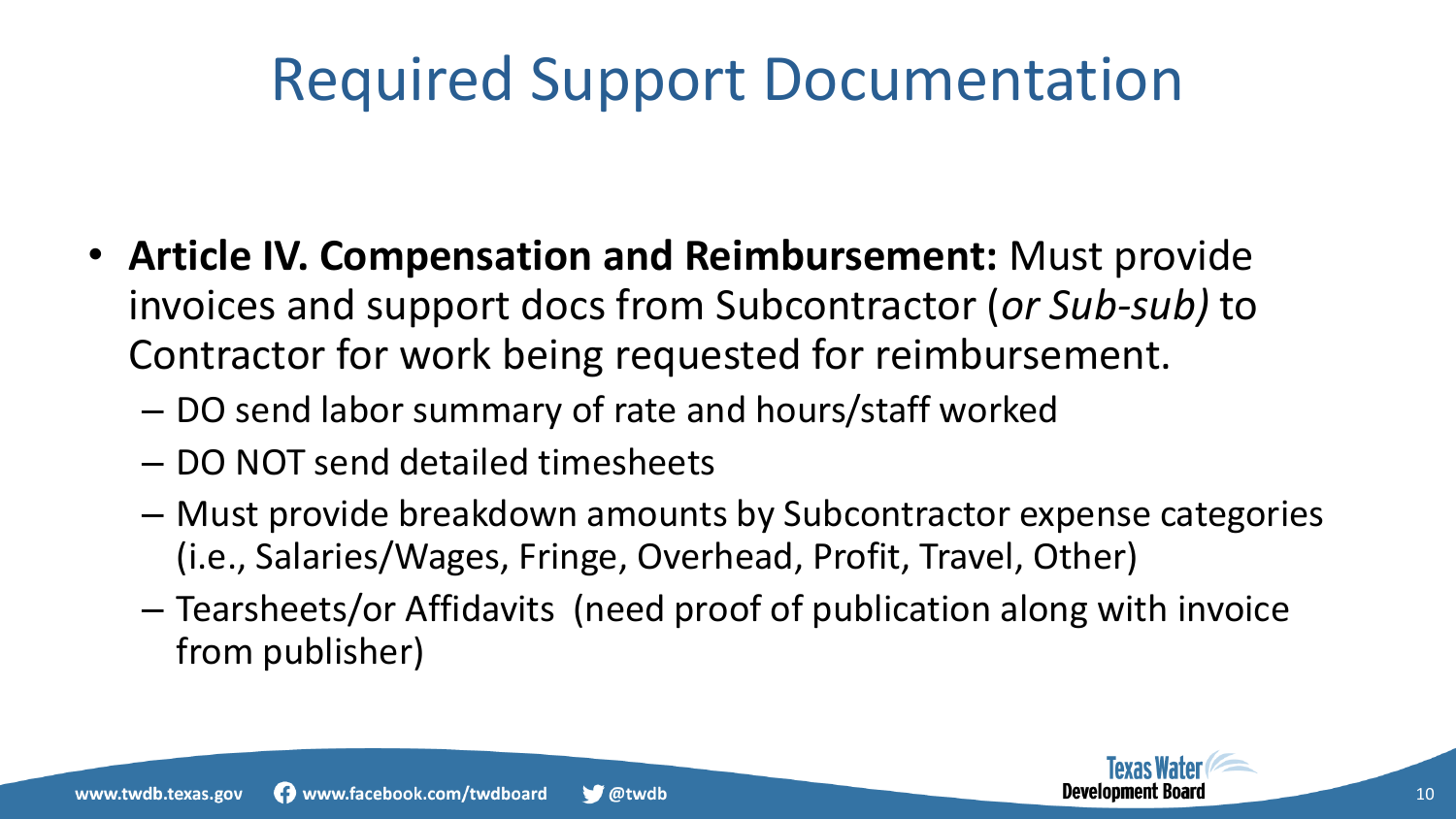# Required Support Documentation

- **Article IV. Compensation and Reimbursement:** Must provide invoices and support docs from Subcontractor (*or Sub-sub)* to Contractor for work being requested for reimbursement.
  - DO send labor summary of rate and hours/staff worked
  - DO NOT send detailed timesheets
  - Must provide breakdown amounts by Subcontractor expense categories (i.e., Salaries/Wages, Fringe, Overhead, Profit, Travel, Other)
  - Tearsheets/or Affidavits (need proof of publication along with invoice from publisher)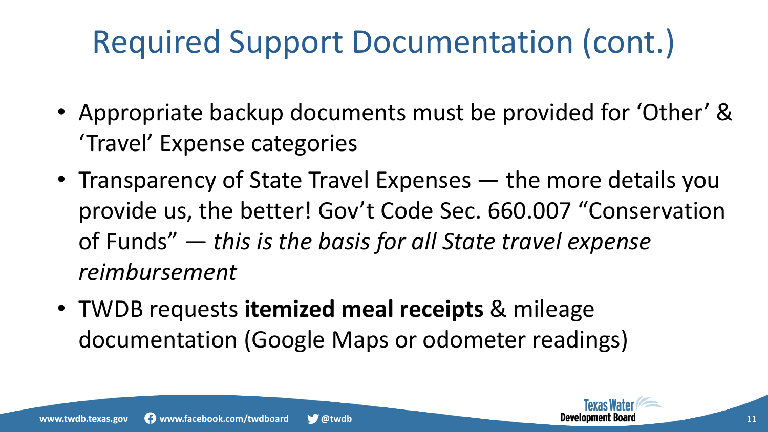# Required Support Documentation (cont.)

- Appropriate backup documents must be provided for 'Other' & 'Travel' Expense categories
- Transparency of State Travel Expenses — the more details you provide us, the better! Gov't Code Sec. 660.007 "Conservation of Funds" — *this is the basis for all State travel expense reimbursement*
- TWDB requests **itemized meal receipts** & mileage documentation (Google Maps or odometer readings)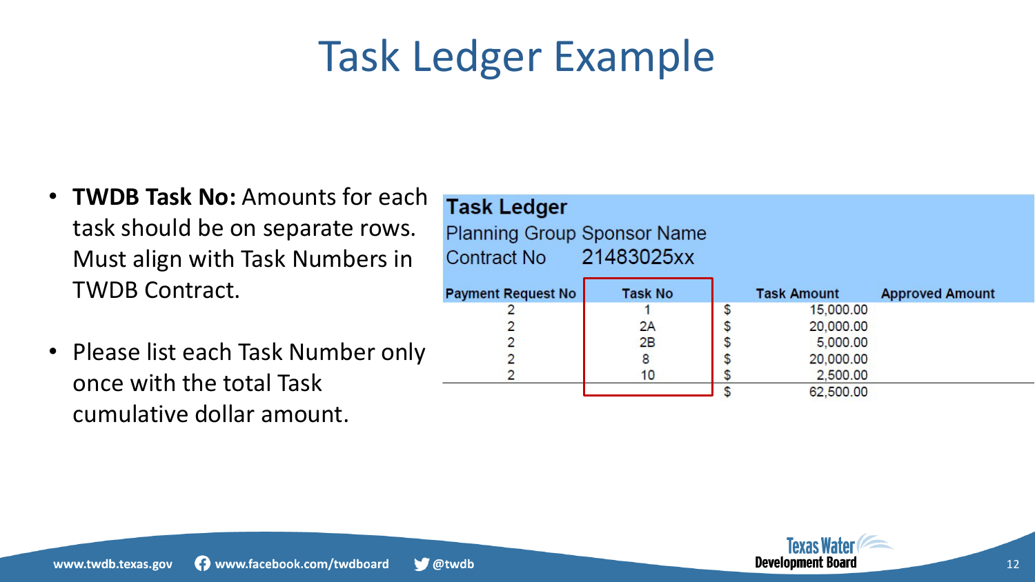# Task Ledger Example

- **TWDB Task No:** Amounts for each task should be on separate rows. Must align with Task Numbers in TWDB Contract.
- Please list each Task Number only once with the total Task cumulative dollar amount.

**Task Ledger**

Planning Group Sponsor Name

Contract No 21483025xx

| Payment Request No | Task No | Task Amount | Approved Amount |
|---|---|---|---|
| 2 | 1 | $ 15,000.00 | |
| 2 | 2A | $ 20,000.00 | |
| 2 | 2B | $ 5,000.00 | |
| 2 | 8 | $ 20,000.00 | |
| 2 | 10 | $ 2,500.00 | |
| | | $ 62,500.00 | |

www.twdb.texas.gov www.facebook.com/twdboard @twdb

Texas Water Development Board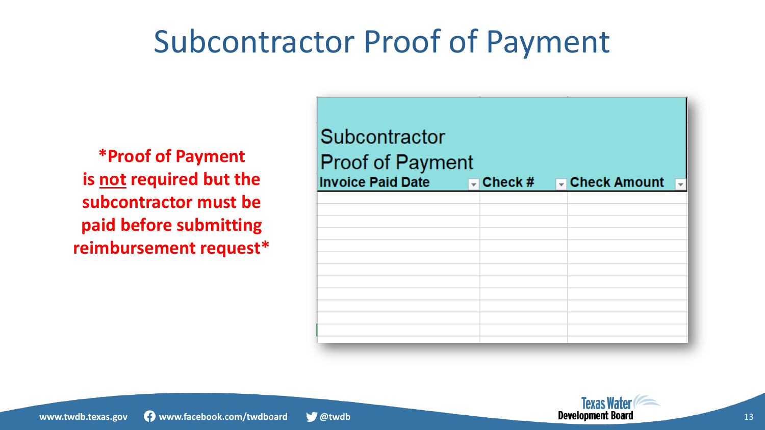# Subcontractor Proof of Payment

***Proof of Payment is not required but the subcontractor must be paid before submitting reimbursement request***

**Subcontractor Proof of Payment**

| Invoice Paid Date | Check # | Check Amount |
|---|---|---|
| | | |
| | | |
| | | |
| | | |
| | | |
| | | |
| | | |
| | | |
| | | |
| | | |
| | | |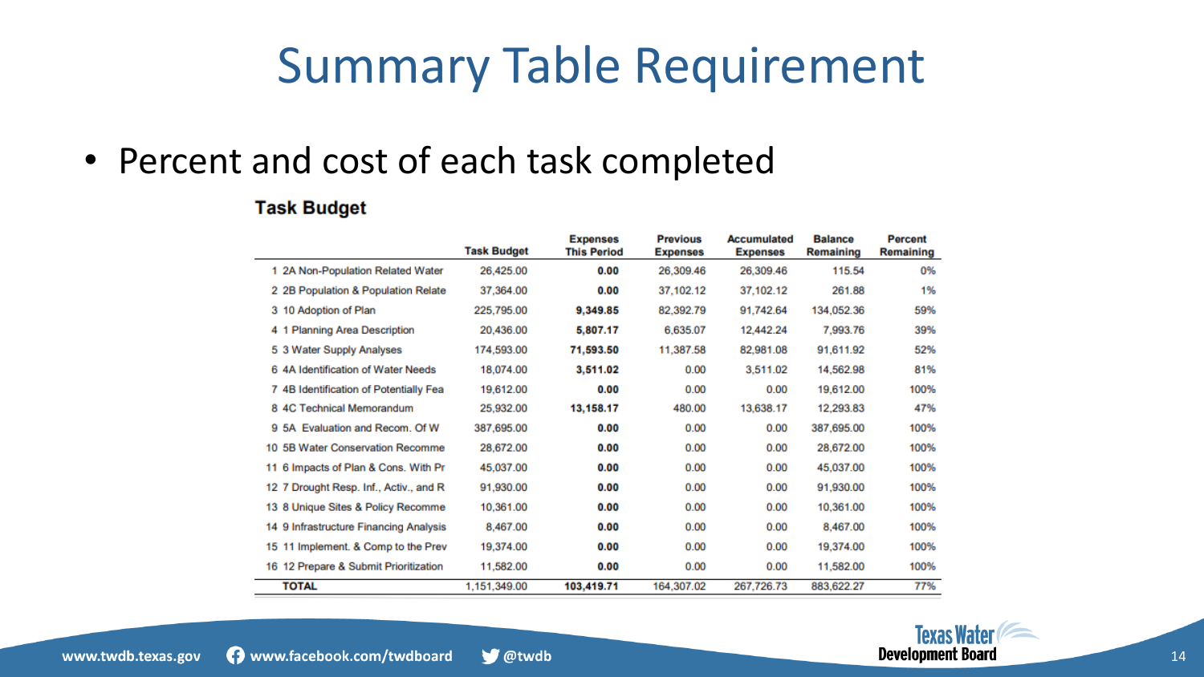# Summary Table Requirement

- Percent and cost of each task completed

### Task Budget

| | Task Budget | Expenses This Period | Previous Expenses | Accumulated Expenses | Balance Remaining | Percent Remaining |
|---|---|---|---|---|---|---|
| 1 2A Non-Population Related Water | 26,425.00 | **0.00** | 26,309.46 | 26,309.46 | 115.54 | 0% |
| 2 2B Population & Population Relate | 37,364.00 | **0.00** | 37,102.12 | 37,102.12 | 261.88 | 1% |
| 3 10 Adoption of Plan | 225,795.00 | **9,349.85** | 82,392.79 | 91,742.64 | 134,052.36 | 59% |
| 4 1 Planning Area Description | 20,436.00 | **5,807.17** | 6,635.07 | 12,442.24 | 7,993.76 | 39% |
| 5 3 Water Supply Analyses | 174,593.00 | **71,593.50** | 11,387.58 | 82,981.08 | 91,611.92 | 52% |
| 6 4A Identification of Water Needs | 18,074.00 | **3,511.02** | 0.00 | 3,511.02 | 14,562.98 | 81% |
| 7 4B Identification of Potentially Fea | 19,612.00 | **0.00** | 0.00 | 0.00 | 19,612.00 | 100% |
| 8 4C Technical Memorandum | 25,932.00 | **13,158.17** | 480.00 | 13,638.17 | 12,293.83 | 47% |
| 9 5A Evaluation and Recom. Of W | 387,695.00 | **0.00** | 0.00 | 0.00 | 387,695.00 | 100% |
| 10 5B Water Conservation Recomme | 28,672.00 | **0.00** | 0.00 | 0.00 | 28,672.00 | 100% |
| 11 6 Impacts of Plan & Cons. With Pr | 45,037.00 | **0.00** | 0.00 | 0.00 | 45,037.00 | 100% |
| 12 7 Drought Resp. Inf., Activ., and R | 91,930.00 | **0.00** | 0.00 | 0.00 | 91,930.00 | 100% |
| 13 8 Unique Sites & Policy Recomme | 10,361.00 | **0.00** | 0.00 | 0.00 | 10,361.00 | 100% |
| 14 9 Infrastructure Financing Analysis | 8,467.00 | **0.00** | 0.00 | 0.00 | 8,467.00 | 100% |
| 15 11 Implement. & Comp to the Prev | 19,374.00 | **0.00** | 0.00 | 0.00 | 19,374.00 | 100% |
| 16 12 Prepare & Submit Prioritization | 11,582.00 | **0.00** | 0.00 | 0.00 | 11,582.00 | 100% |
| **TOTAL** | 1,151,349.00 | **103,419.71** | 164,307.02 | 267,726.73 | 883,622.27 | 77% |

www.twdb.texas.gov www.facebook.com/twdboard @twdb

Texas Water Development Board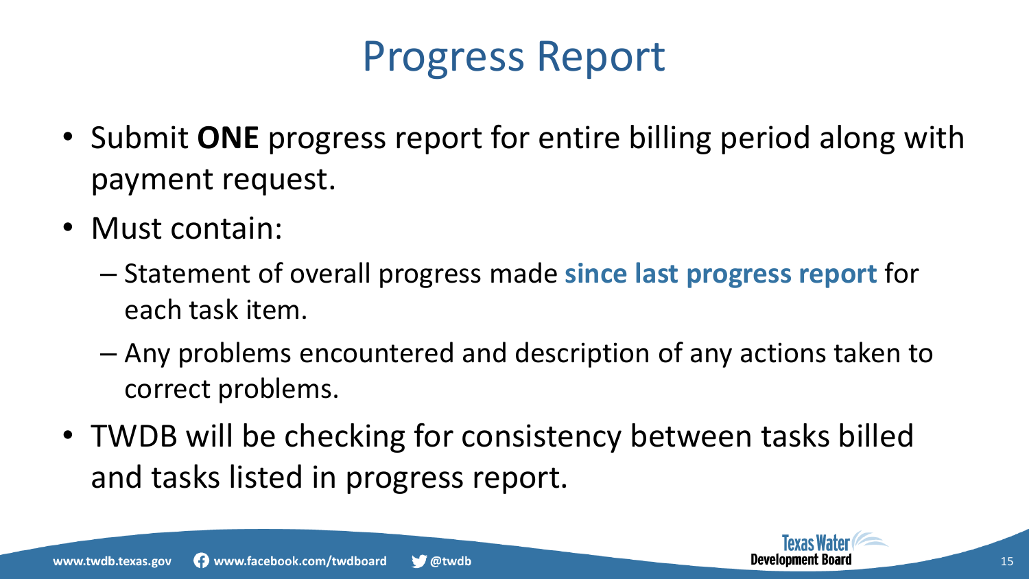# Progress Report

- Submit **ONE** progress report for entire billing period along with payment request.
- Must contain:
  - Statement of overall progress made **since last progress report** for each task item.
  - Any problems encountered and description of any actions taken to correct problems.
- TWDB will be checking for consistency between tasks billed and tasks listed in progress report.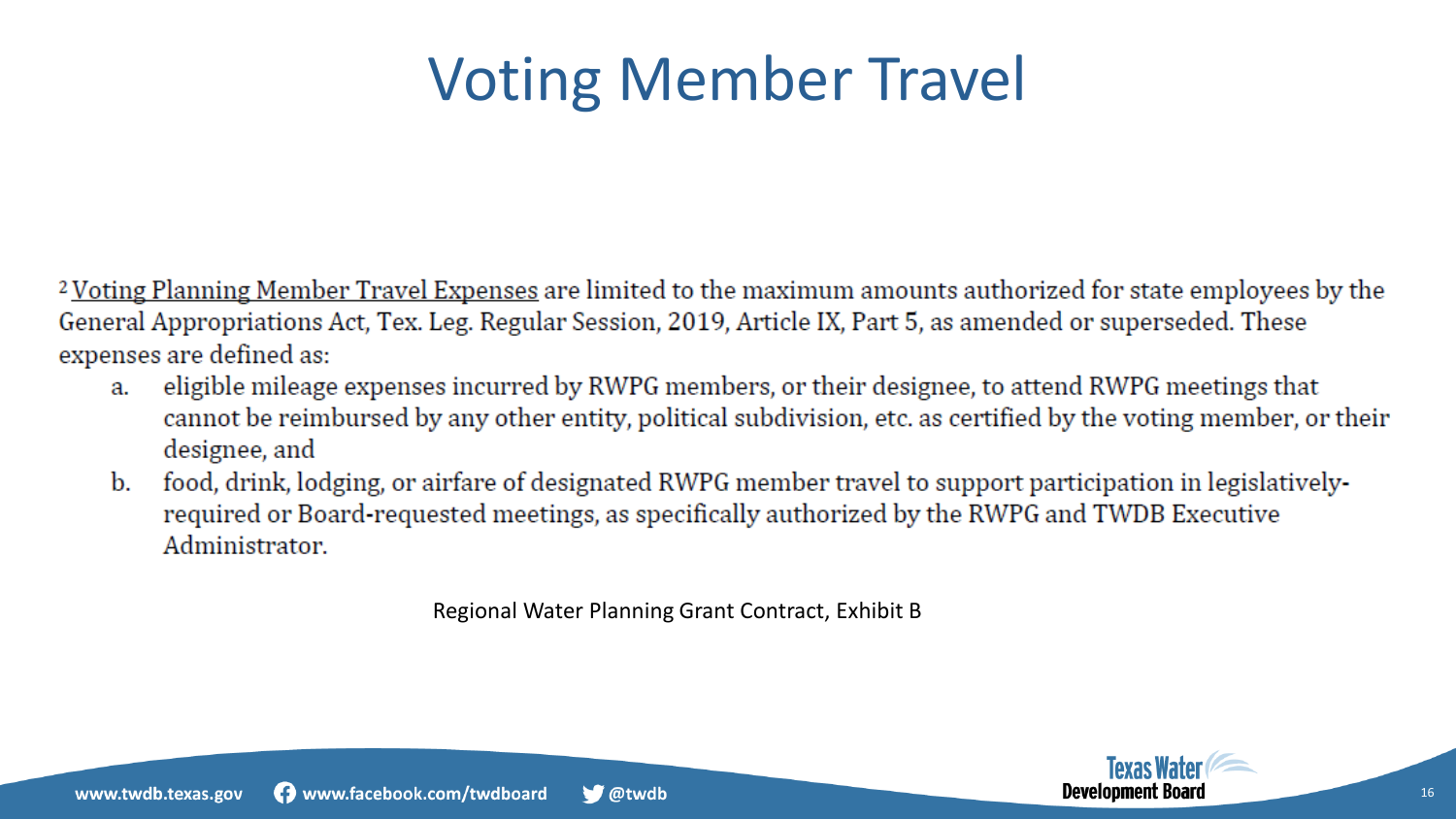# Voting Member Travel

[2] Voting Planning Member Travel Expenses are limited to the maximum amounts authorized for state employees by the General Appropriations Act, Tex. Leg. Regular Session, 2019, Article IX, Part 5, as amended or superseded. These expenses are defined as:

a. eligible mileage expenses incurred by RWPG members, or their designee, to attend RWPG meetings that cannot be reimbursed by any other entity, political subdivision, etc. as certified by the voting member, or their designee, and

b. food, drink, lodging, or airfare of designated RWPG member travel to support participation in legislatively-required or Board-requested meetings, as specifically authorized by the RWPG and TWDB Executive Administrator.

Regional Water Planning Grant Contract, Exhibit B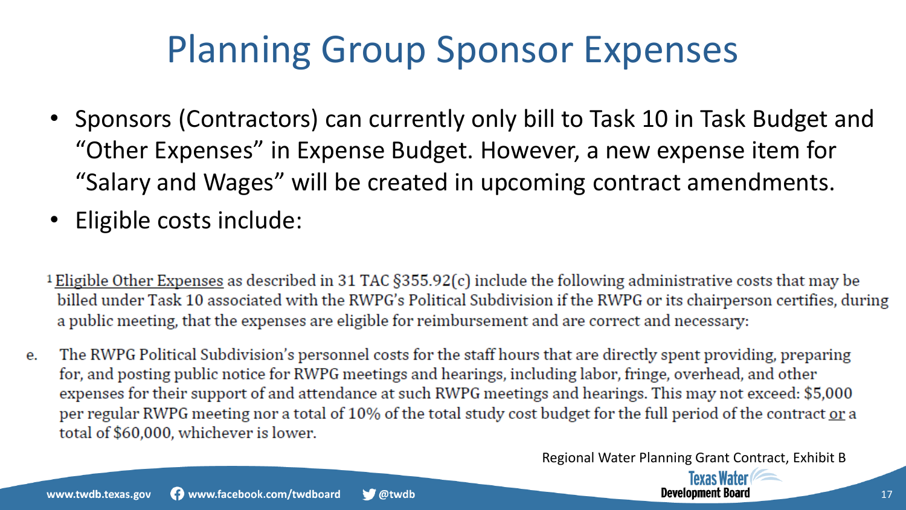# Planning Group Sponsor Expenses

- Sponsors (Contractors) can currently only bill to Task 10 in Task Budget and "Other Expenses" in Expense Budget. However, a new expense item for "Salary and Wages" will be created in upcoming contract amendments.
- Eligible costs include:

[1] Eligible Other Expenses as described in 31 TAC §355.92(c) include the following administrative costs that may be billed under Task 10 associated with the RWPG's Political Subdivision if the RWPG or its chairperson certifies, during a public meeting, that the expenses are eligible for reimbursement and are correct and necessary:

e. The RWPG Political Subdivision's personnel costs for the staff hours that are directly spent providing, preparing for, and posting public notice for RWPG meetings and hearings, including labor, fringe, overhead, and other expenses for their support of and attendance at such RWPG meetings and hearings. This may not exceed: $5,000 per regular RWPG meeting nor a total of 10% of the total study cost budget for the full period of the contract <u>or</u> a total of $60,000, whichever is lower.

Regional Water Planning Grant Contract, Exhibit B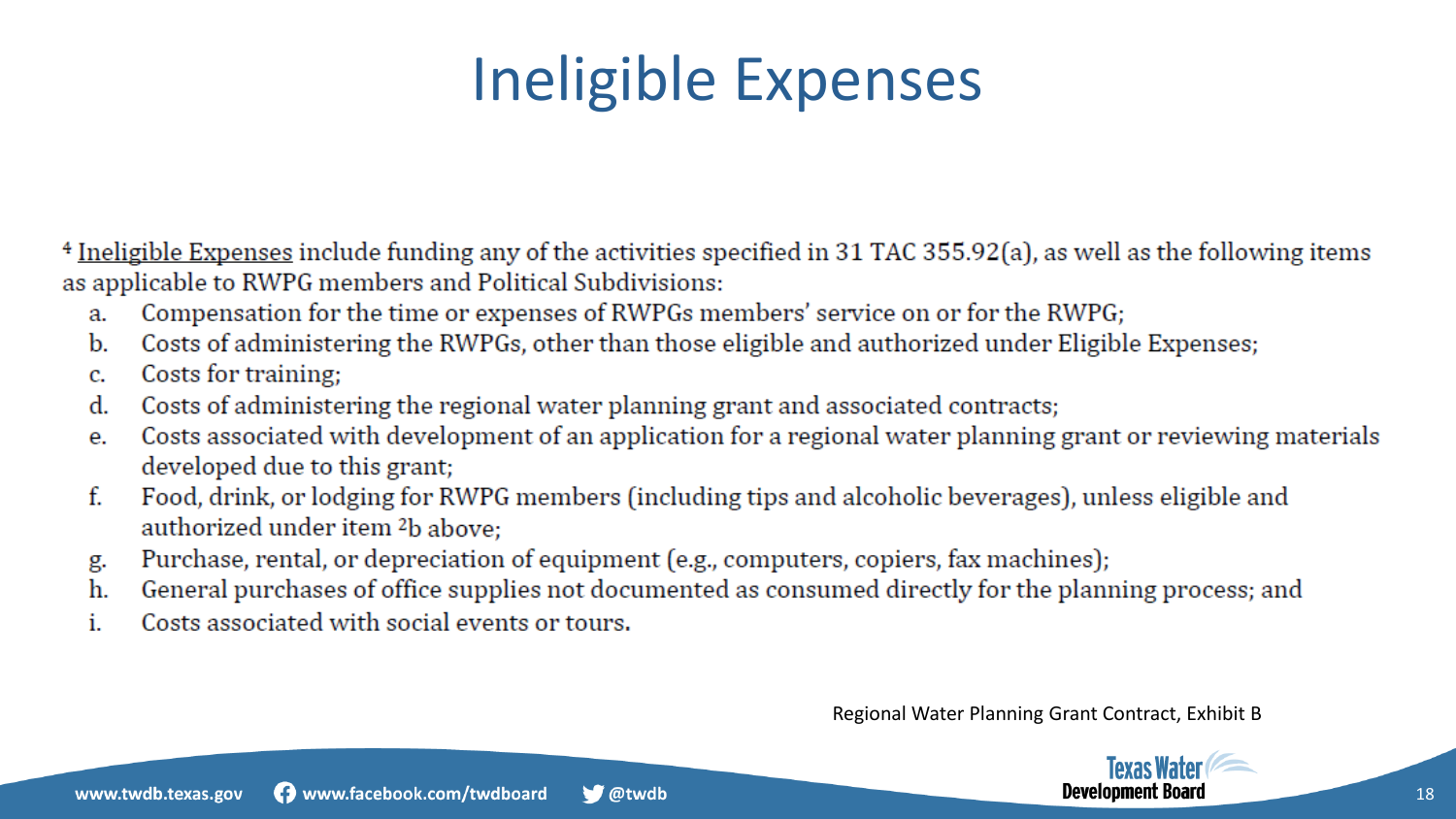# Ineligible Expenses

[4] Ineligible Expenses include funding any of the activities specified in 31 TAC 355.92(a), as well as the following items as applicable to RWPG members and Political Subdivisions:

a. Compensation for the time or expenses of RWPGs members' service on or for the RWPG;
b. Costs of administering the RWPGs, other than those eligible and authorized under Eligible Expenses;
c. Costs for training;
d. Costs of administering the regional water planning grant and associated contracts;
e. Costs associated with development of an application for a regional water planning grant or reviewing materials developed due to this grant;
f. Food, drink, or lodging for RWPG members (including tips and alcoholic beverages), unless eligible and authorized under item [2]b above;
g. Purchase, rental, or depreciation of equipment (e.g., computers, copiers, fax machines);
h. General purchases of office supplies not documented as consumed directly for the planning process; and
i. Costs associated with social events or tours.

Regional Water Planning Grant Contract, Exhibit B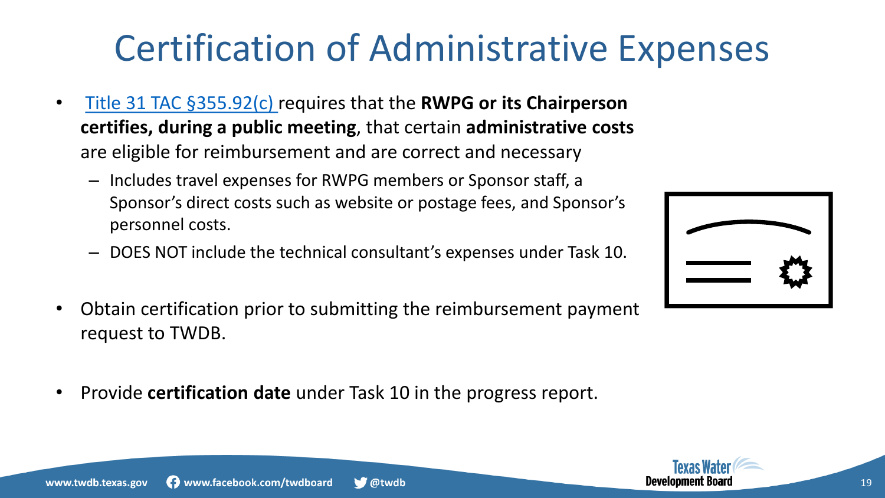# Certification of Administrative Expenses

- [Title 31 TAC §355.92(c)] requires that the **RWPG or its Chairperson certifies, during a public meeting**, that certain **administrative costs** are eligible for reimbursement and are correct and necessary
  - Includes travel expenses for RWPG members or Sponsor staff, a Sponsor's direct costs such as website or postage fees, and Sponsor's personnel costs.
  - DOES NOT include the technical consultant's expenses under Task 10.
- Obtain certification prior to submitting the reimbursement payment request to TWDB.
- Provide **certification date** under Task 10 in the progress report.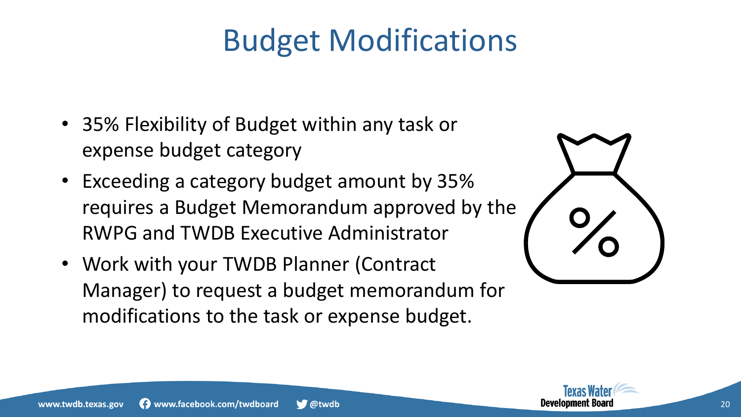# Budget Modifications

- 35% Flexibility of Budget within any task or expense budget category
- Exceeding a category budget amount by 35% requires a Budget Memorandum approved by the RWPG and TWDB Executive Administrator
- Work with your TWDB Planner (Contract Manager) to request a budget memorandum for modifications to the task or expense budget.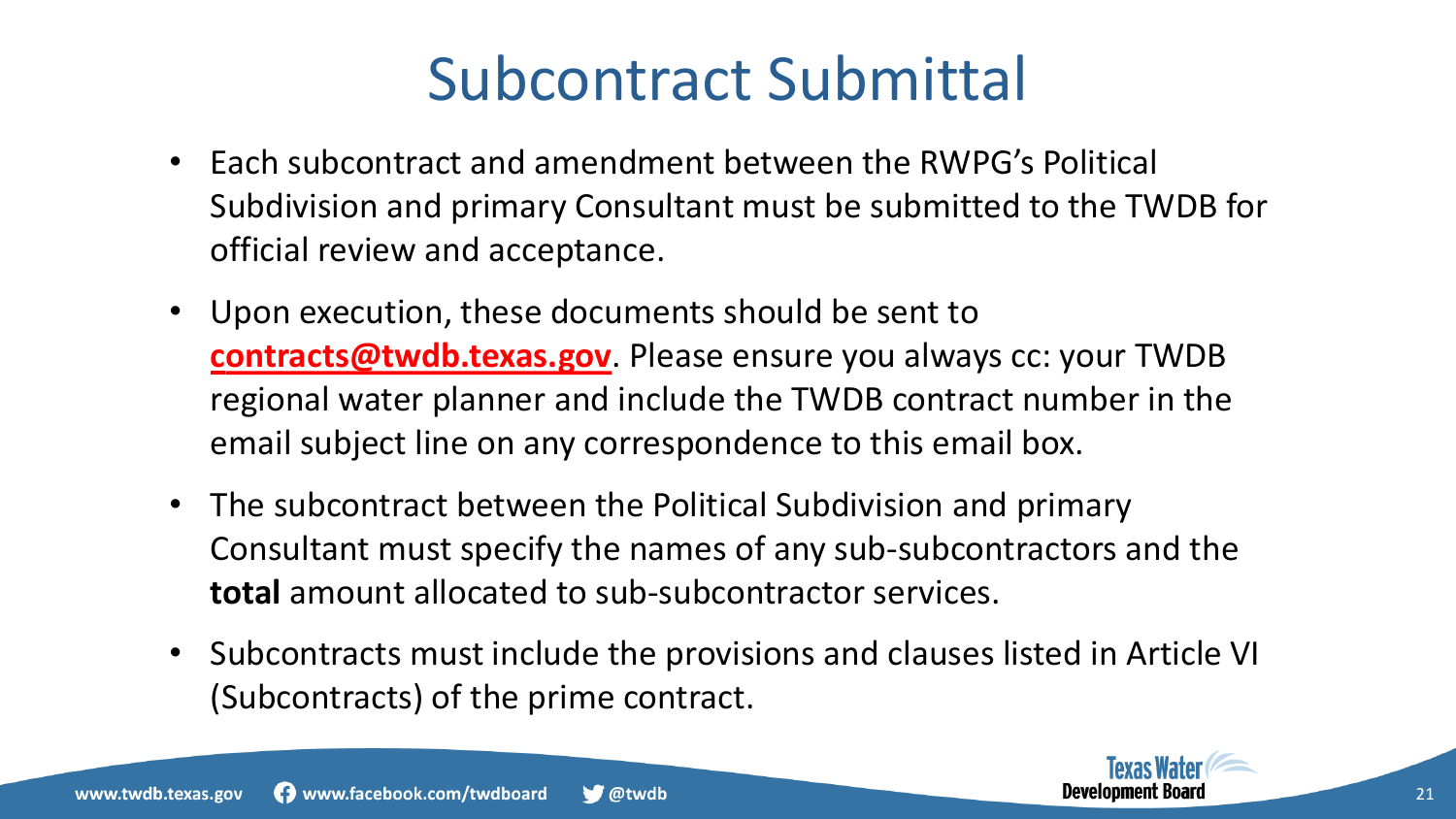# Subcontract Submittal

- Each subcontract and amendment between the RWPG's Political Subdivision and primary Consultant must be submitted to the TWDB for official review and acceptance.
- Upon execution, these documents should be sent to **contracts@twdb.texas.gov**. Please ensure you always cc: your TWDB regional water planner and include the TWDB contract number in the email subject line on any correspondence to this email box.
- The subcontract between the Political Subdivision and primary Consultant must specify the names of any sub-subcontractors and the **total** amount allocated to sub-subcontractor services.
- Subcontracts must include the provisions and clauses listed in Article VI (Subcontracts) of the prime contract.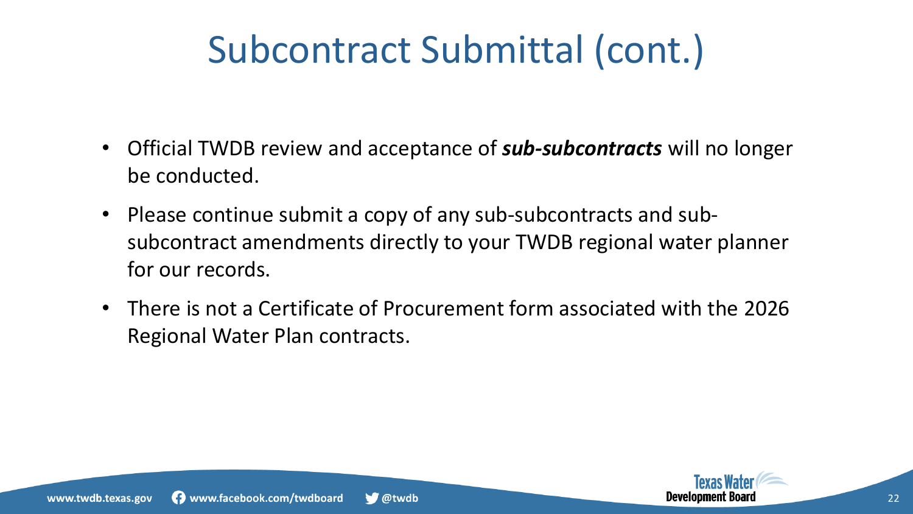# Subcontract Submittal (cont.)

- Official TWDB review and acceptance of ***sub-subcontracts*** will no longer be conducted.
- Please continue submit a copy of any sub-subcontracts and sub-subcontract amendments directly to your TWDB regional water planner for our records.
- There is not a Certificate of Procurement form associated with the 2026 Regional Water Plan contracts.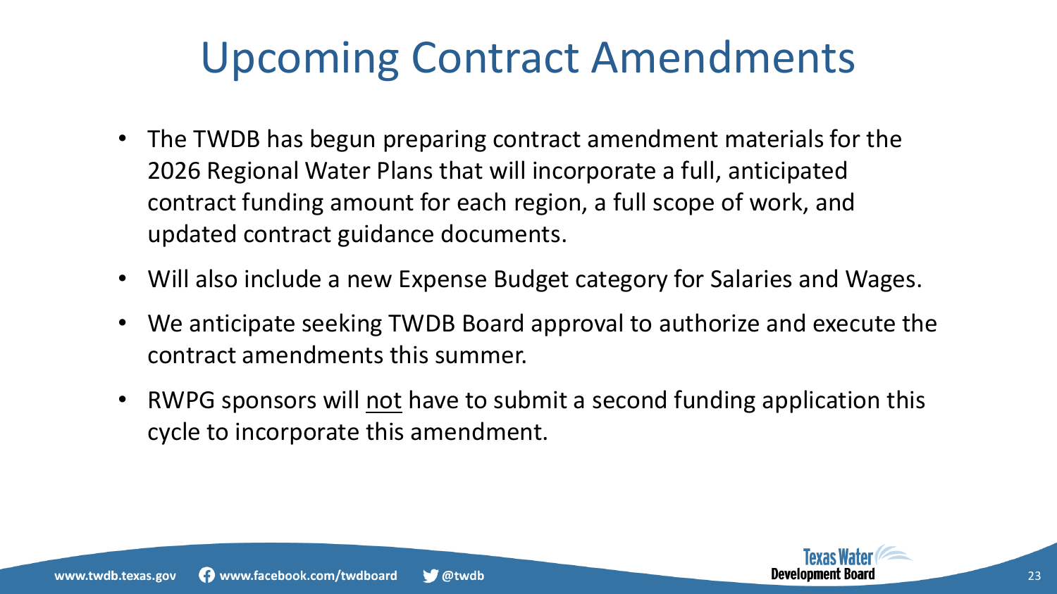# Upcoming Contract Amendments

- The TWDB has begun preparing contract amendment materials for the 2026 Regional Water Plans that will incorporate a full, anticipated contract funding amount for each region, a full scope of work, and updated contract guidance documents.
- Will also include a new Expense Budget category for Salaries and Wages.
- We anticipate seeking TWDB Board approval to authorize and execute the contract amendments this summer.
- RWPG sponsors will <u>not</u> have to submit a second funding application this cycle to incorporate this amendment.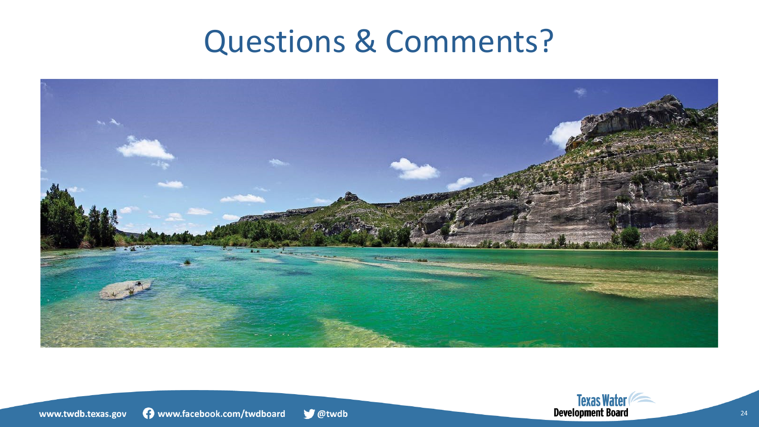# Questions & Comments?